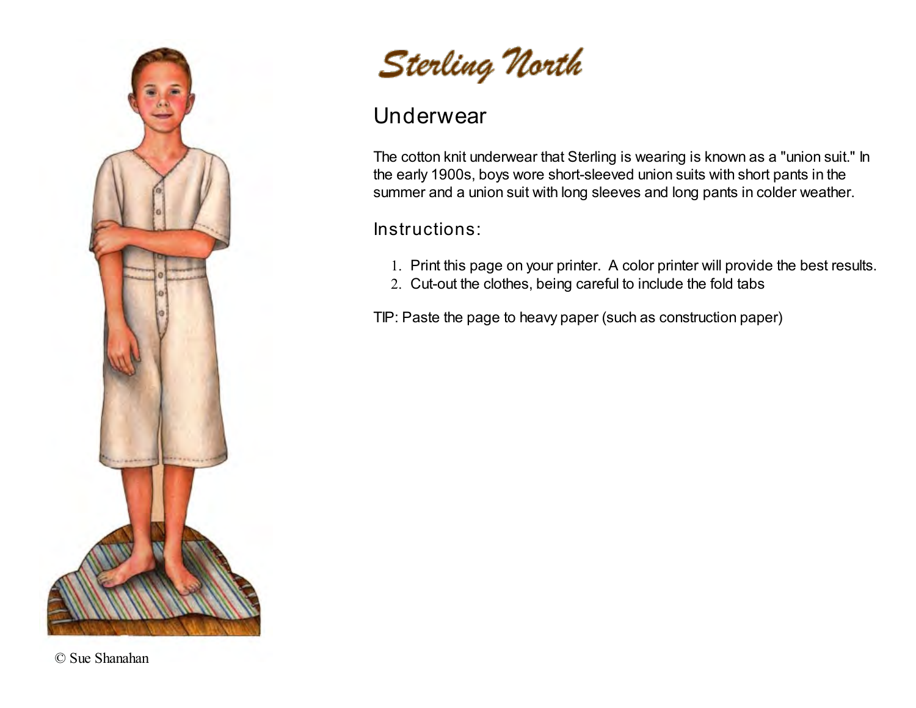# Sterling North

## Underwear

The cotton knit underwear that Sterling is wearing is known as a "union suit." In the early 1900s, boys wore short-sleeved union suits with short pants in the summer and a union suit with long sleeves and long pants in colder weather.

### Instructions:

1. Print this page on your printer. A color printer will provide the best results.
2. Cut-out the clothes, being careful to include the fold tabs

TIP: Paste the page to heavy paper (such as construction paper)

© Sue Shanahan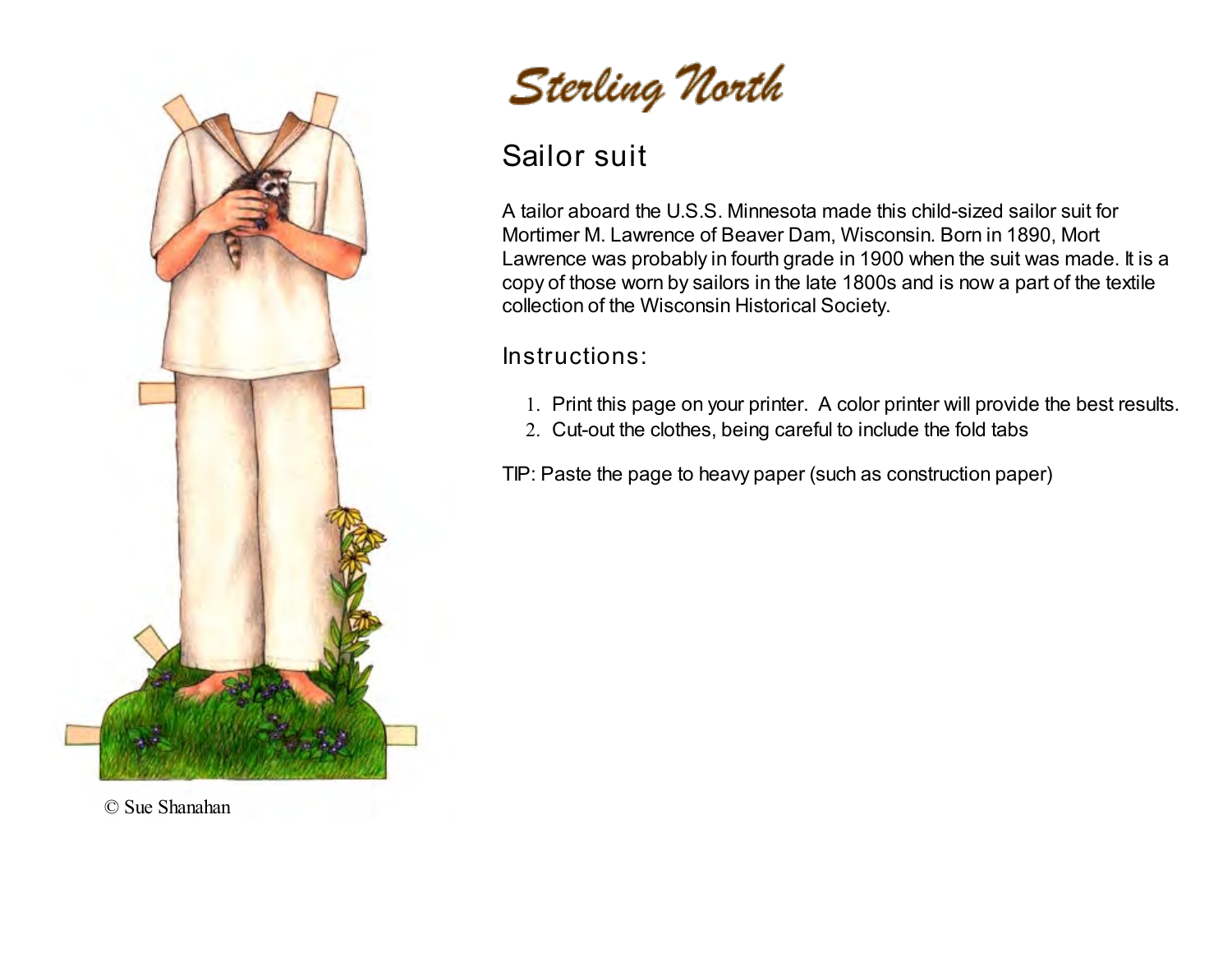# Sterling North

## Sailor suit

A tailor aboard the U.S.S. Minnesota made this child-sized sailor suit for Mortimer M. Lawrence of Beaver Dam, Wisconsin. Born in 1890, Mort Lawrence was probably in fourth grade in 1900 when the suit was made. It is a copy of those worn by sailors in the late 1800s and is now a part of the textile collection of the Wisconsin Historical Society.

### Instructions:

1. Print this page on your printer. A color printer will provide the best results.
2. Cut-out the clothes, being careful to include the fold tabs

TIP: Paste the page to heavy paper (such as construction paper)

© Sue Shanahan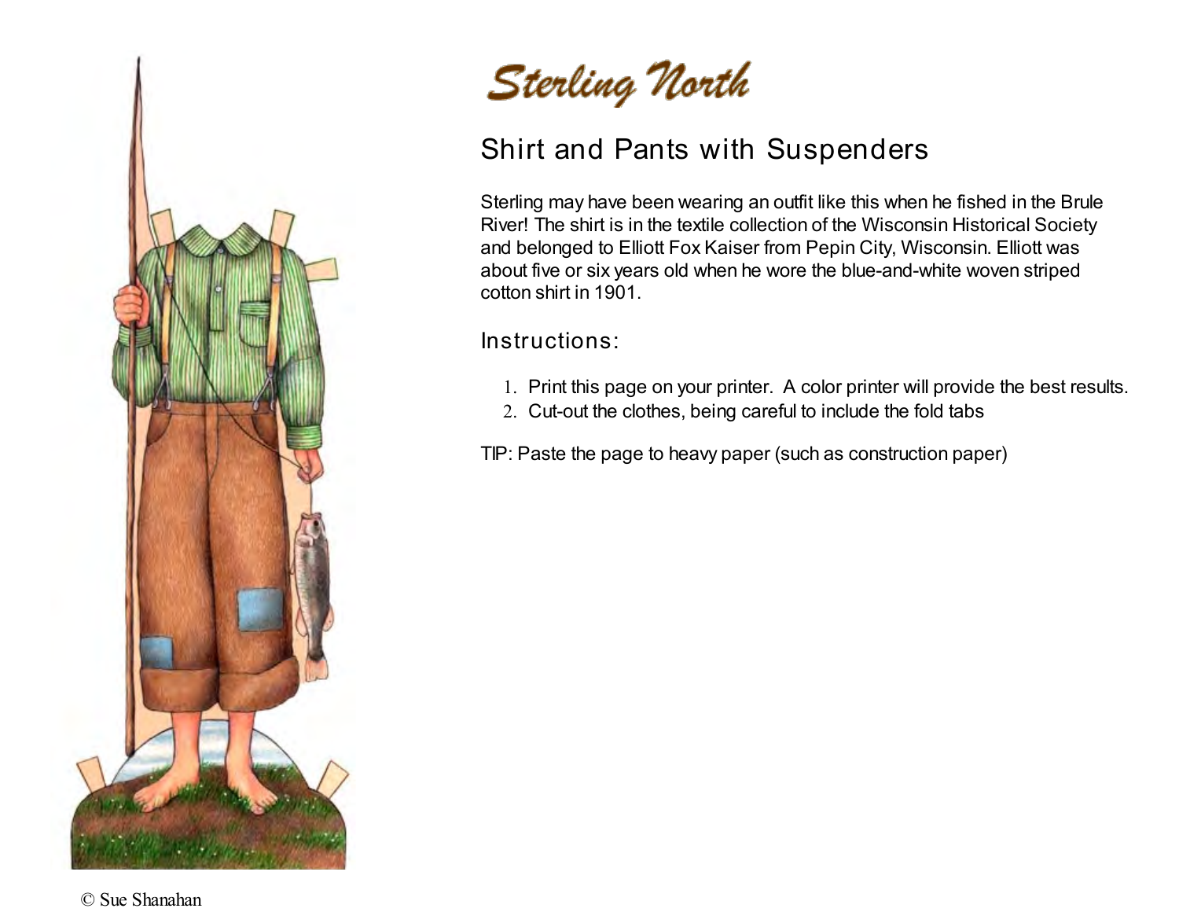# Sterling North

## Shirt and Pants with Suspenders

Sterling may have been wearing an outfit like this when he fished in the Brule River! The shirt is in the textile collection of the Wisconsin Historical Society and belonged to Elliott Fox Kaiser from Pepin City, Wisconsin. Elliott was about five or six years old when he wore the blue-and-white woven striped cotton shirt in 1901.

### Instructions:

1. Print this page on your printer. A color printer will provide the best results.
2. Cut-out the clothes, being careful to include the fold tabs

TIP: Paste the page to heavy paper (such as construction paper)

© Sue Shanahan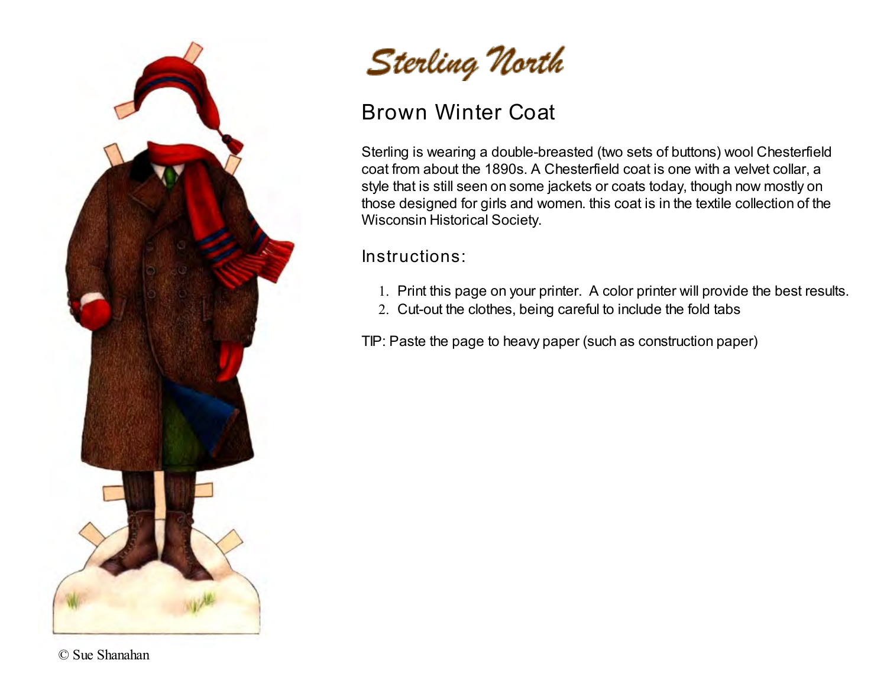# Sterling North

## Brown Winter Coat

Sterling is wearing a double-breasted (two sets of buttons) wool Chesterfield coat from about the 1890s. A Chesterfield coat is one with a velvet collar, a style that is still seen on some jackets or coats today, though now mostly on those designed for girls and women. this coat is in the textile collection of the Wisconsin Historical Society.

### Instructions:

1. Print this page on your printer. A color printer will provide the best results.
2. Cut-out the clothes, being careful to include the fold tabs

TIP: Paste the page to heavy paper (such as construction paper)

© Sue Shanahan